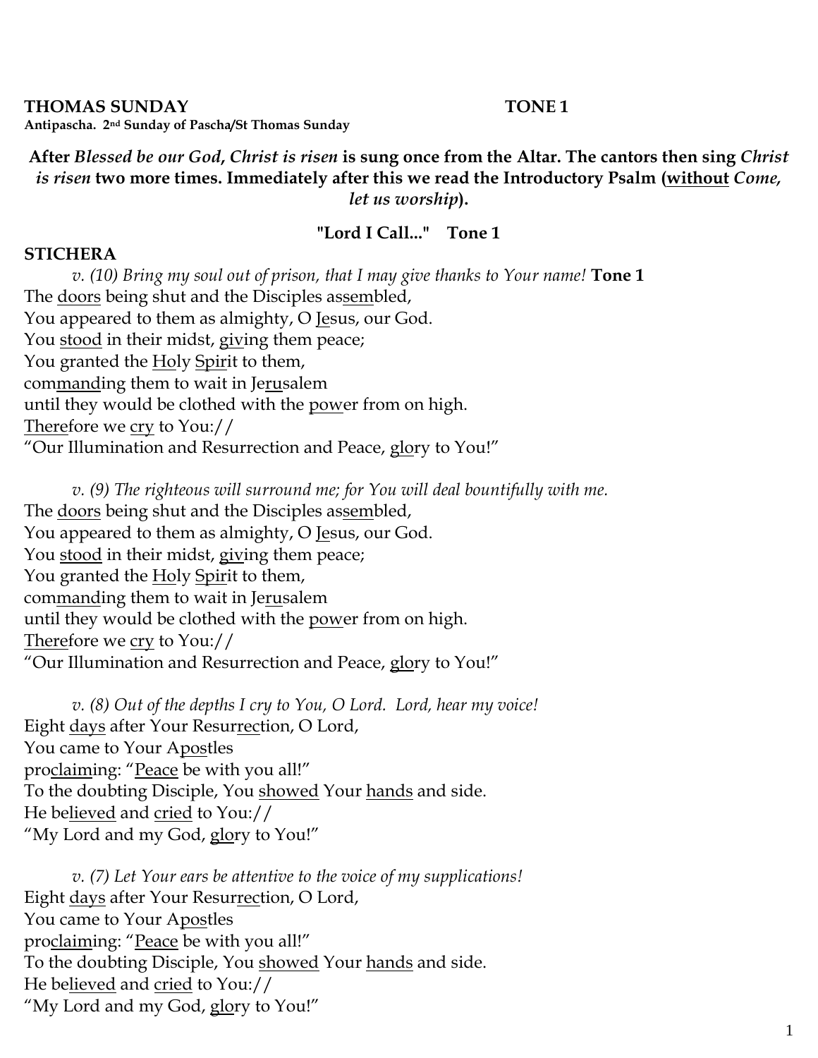**THOMAS SUNDAY** **TONE 1**

**Antipascha. 2nd Sunday of Pascha/St Thomas Sunday**

**After *Blessed be our God*, *Christ is risen* is sung once from the Altar. The cantors then sing *Christ is risen* two more times. Immediately after this we read the Introductory Psalm (<u>without</u> *Come, let us worship*).**

**"Lord I Call..." Tone 1**

**STICHERA**

*v. (10) Bring my soul out of prison, that I may give thanks to Your name!* **Tone 1**

The <u>doors</u> being shut and the Disciples as<u>sem</u>bled,
You appeared to them as almighty, O <u>Je</u>sus, our God.
You <u>stood</u> in their midst, <u>giv</u>ing them peace;
You granted the <u>Ho</u>ly <u>Spir</u>it to them,
com<u>mand</u>ing them to wait in Je<u>ru</u>salem
until they would be clothed with the <u>pow</u>er from on high.
<u>There</u>fore we <u>cry</u> to You://
"Our Illumination and Resurrection and Peace, <u>glo</u>ry to You!"

*v. (9) The righteous will surround me; for You will deal bountifully with me.*

The <u>doors</u> being shut and the Disciples as<u>sem</u>bled,
You appeared to them as almighty, O <u>Je</u>sus, our God.
You <u>stood</u> in their midst, <u>giv</u>ing them peace;
You granted the <u>Ho</u>ly <u>Spir</u>it to them,
com<u>mand</u>ing them to wait in Je<u>ru</u>salem
until they would be clothed with the <u>pow</u>er from on high.
<u>There</u>fore we <u>cry</u> to You://
"Our Illumination and Resurrection and Peace, <u>glo</u>ry to You!"

*v. (8) Out of the depths I cry to You, O Lord. Lord, hear my voice!*

Eight <u>days</u> after Your Resur<u>rec</u>tion, O Lord,
You came to Your A<u>pos</u>tles
pro<u>claim</u>ing: "<u>Peace</u> be with you all!"
To the doubting Disciple, You <u>showed</u> Your <u>hands</u> and side.
He be<u>lieved</u> and <u>cried</u> to You://
"My Lord and my God, <u>glo</u>ry to You!"

*v. (7) Let Your ears be attentive to the voice of my supplications!*

Eight <u>days</u> after Your Resur<u>rec</u>tion, O Lord,
You came to Your A<u>pos</u>tles
pro<u>claim</u>ing: "<u>Peace</u> be with you all!"
To the doubting Disciple, You <u>showed</u> Your <u>hands</u> and side.
He be<u>lieved</u> and <u>cried</u> to You://
"My Lord and my God, <u>glo</u>ry to You!"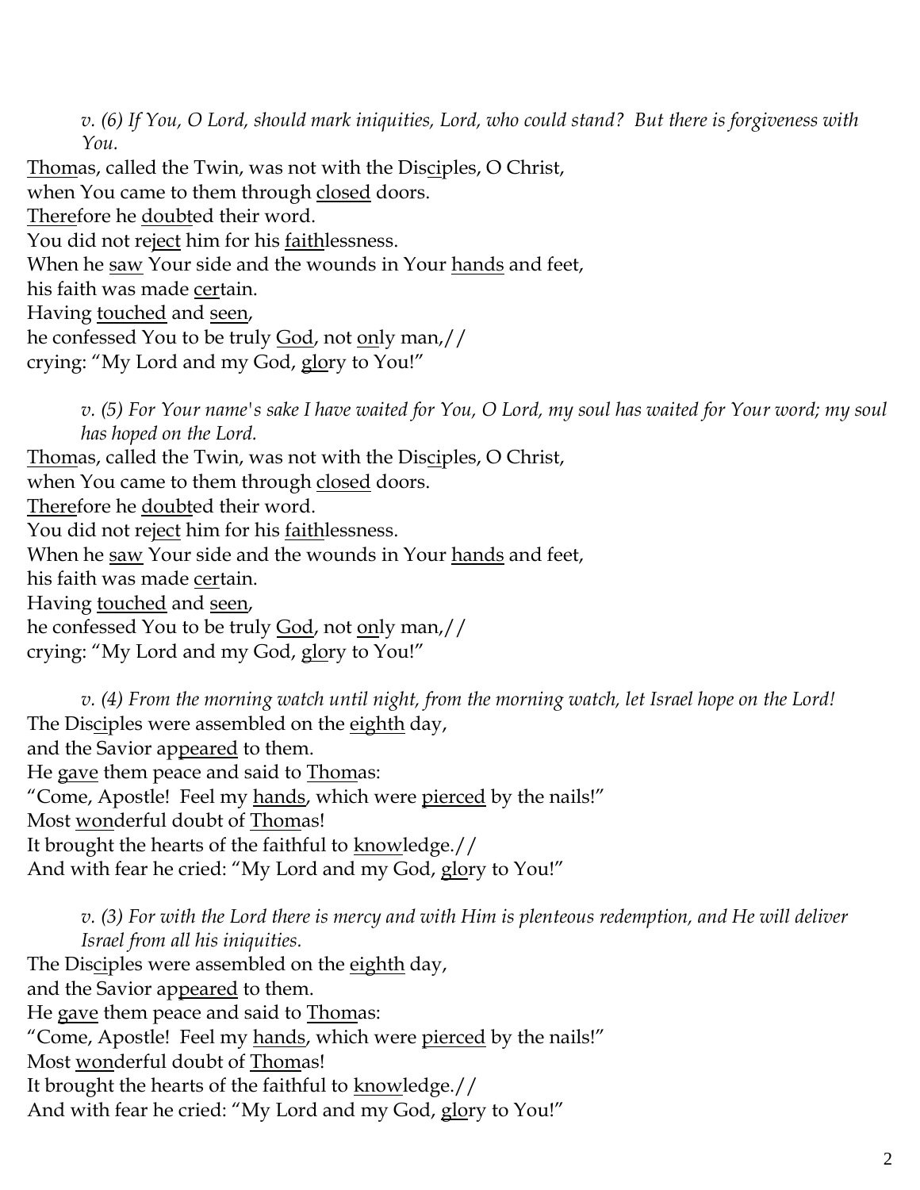*v. (6) If You, O Lord, should mark iniquities, Lord, who could stand? But there is forgiveness with You.*

<u>Thom</u>as, called the Twin, was not with the Dis<u>ci</u>ples, O Christ,
when You came to them through <u>closed</u> doors.
<u>There</u>fore he <u>doubt</u>ed their word.
You did not re<u>ject</u> him for his <u>faith</u>lessness.
When he <u>saw</u> Your side and the wounds in Your <u>hands</u> and feet,
his faith was made <u>cer</u>tain.
Having <u>touched</u> and <u>seen</u>,
he confessed You to be truly <u>God</u>, not <u>on</u>ly man,//
crying: "My Lord and my God, <u>glo</u>ry to You!"

*v. (5) For Your name's sake I have waited for You, O Lord, my soul has waited for Your word; my soul has hoped on the Lord.*

<u>Thom</u>as, called the Twin, was not with the Dis<u>ci</u>ples, O Christ,
when You came to them through <u>closed</u> doors.
<u>There</u>fore he <u>doubt</u>ed their word.
You did not re<u>ject</u> him for his <u>faith</u>lessness.
When he <u>saw</u> Your side and the wounds in Your <u>hands</u> and feet,
his faith was made <u>cer</u>tain.
Having <u>touched</u> and <u>seen</u>,
he confessed You to be truly <u>God</u>, not <u>on</u>ly man,//
crying: "My Lord and my God, <u>glo</u>ry to You!"

*v. (4) From the morning watch until night, from the morning watch, let Israel hope on the Lord!*

The Dis<u>ci</u>ples were assembled on the <u>eighth</u> day,
and the Savior ap<u>peared</u> to them.
He <u>gave</u> them peace and said to <u>Thom</u>as:
"Come, Apostle! Feel my <u>hands</u>, which were <u>pierced</u> by the nails!"
Most <u>won</u>derful doubt of <u>Thom</u>as!
It brought the hearts of the faithful to <u>know</u>ledge.//
And with fear he cried: "My Lord and my God, <u>glo</u>ry to You!"

*v. (3) For with the Lord there is mercy and with Him is plenteous redemption, and He will deliver Israel from all his iniquities.*

The Dis<u>ci</u>ples were assembled on the <u>eighth</u> day,
and the Savior ap<u>peared</u> to them.
He <u>gave</u> them peace and said to <u>Thom</u>as:
"Come, Apostle! Feel my <u>hands</u>, which were <u>pierced</u> by the nails!"
Most <u>won</u>derful doubt of <u>Thom</u>as!
It brought the hearts of the faithful to <u>know</u>ledge.//
And with fear he cried: "My Lord and my God, <u>glo</u>ry to You!"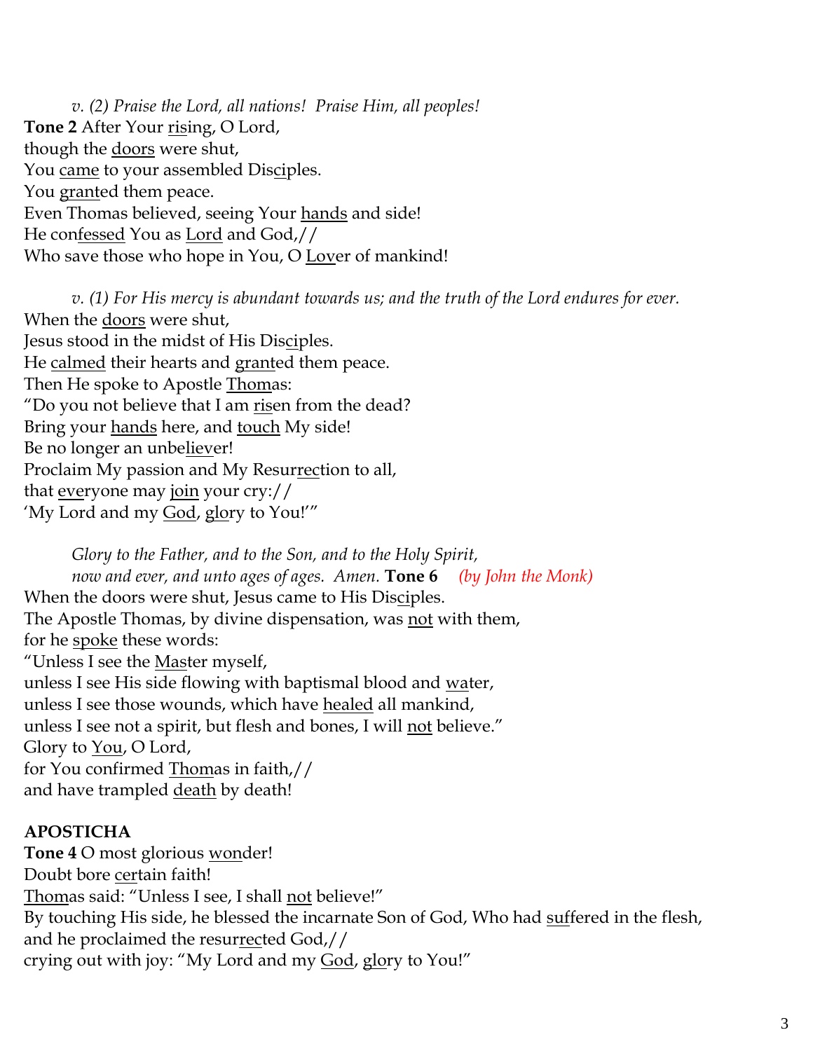*v. (2) Praise the Lord, all nations! Praise Him, all peoples!*

**Tone 2** After Your <u>ris</u>ing, O Lord,
though the <u>doors</u> were shut,
You <u>came</u> to your assembled Dis<u>ci</u>ples.
You <u>grant</u>ed them peace.
Even Thomas believed, seeing Your <u>hands</u> and side!
He con<u>fessed</u> You as <u>Lord</u> and God,//
Who save those who hope in You, O <u>Lov</u>er of mankind!

*v. (1) For His mercy is abundant towards us; and the truth of the Lord endures for ever.*

When the <u>doors</u> were shut,
Jesus stood in the midst of His Dis<u>ci</u>ples.
He <u>calmed</u> their hearts and <u>grant</u>ed them peace.
Then He spoke to Apostle <u>Thom</u>as:
"Do you not believe that I am <u>ris</u>en from the dead?
Bring your <u>hands</u> here, and <u>touch</u> My side!
Be no longer an unbe<u>liev</u>er!
Proclaim My passion and My Resur<u>rec</u>tion to all,
that <u>ev</u>eryone may <u>join</u> your cry://
'My Lord and my <u>God</u>, <u>glo</u>ry to You!'"

*Glory to the Father, and to the Son, and to the Holy Spirit,*
*now and ever, and unto ages of ages. Amen.* **Tone 6** *(by John the Monk)*

When the doors were shut, Jesus came to His Dis<u>ci</u>ples.
The Apostle Thomas, by divine dispensation, was <u>not</u> with them,
for he <u>spoke</u> these words:
"Unless I see the <u>Mas</u>ter myself,
unless I see His side flowing with baptismal blood and <u>wa</u>ter,
unless I see those wounds, which have <u>healed</u> all mankind,
unless I see not a spirit, but flesh and bones, I will <u>not</u> believe."
Glory to <u>You</u>, O Lord,
for You confirmed <u>Thom</u>as in faith,//
and have trampled <u>death</u> by death!

**APOSTICHA**

**Tone 4** O most glorious <u>won</u>der!
Doubt bore <u>cer</u>tain faith!
<u>Thom</u>as said: "Unless I see, I shall <u>not</u> believe!"
By touching His side, he blessed the incarnate Son of God, Who had <u>suf</u>fered in the flesh,
and he proclaimed the resur<u>rec</u>ted God,//
crying out with joy: "My Lord and my <u>God</u>, <u>glo</u>ry to You!"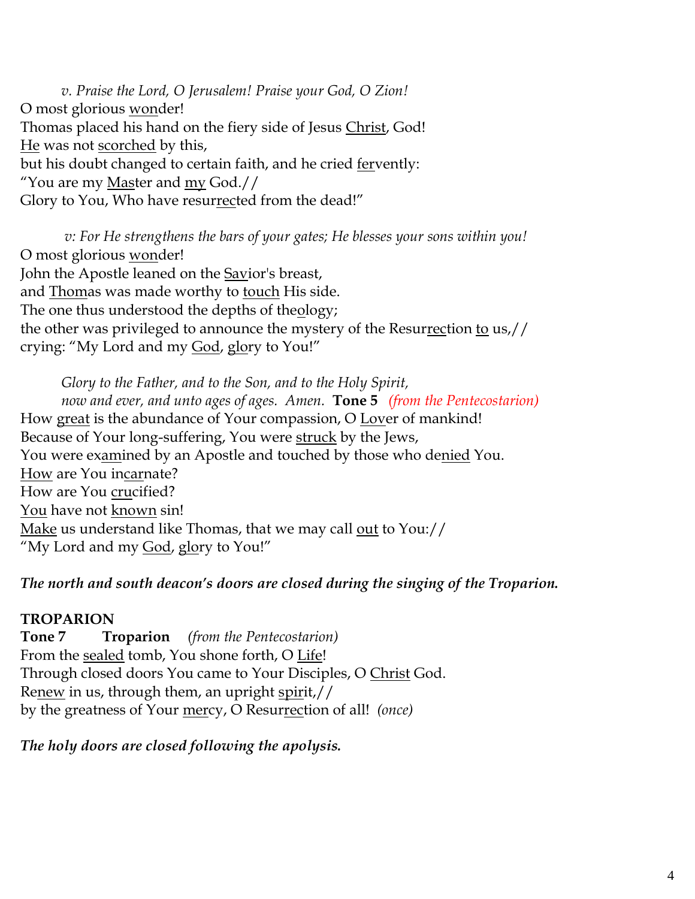*v. Praise the Lord, O Jerusalem! Praise your God, O Zion!*
O most glorious wonder!
Thomas placed his hand on the fiery side of Jesus Christ, God!
He was not scorched by this,
but his doubt changed to certain faith, and he cried fervently:
"You are my Master and my God.//
Glory to You, Who have resurrected from the dead!"

*v: For He strengthens the bars of your gates; He blesses your sons within you!*
O most glorious wonder!
John the Apostle leaned on the Savior's breast,
and Thomas was made worthy to touch His side.
The one thus understood the depths of theology;
the other was privileged to announce the mystery of the Resurrection to us,//
crying: "My Lord and my God, glory to You!"

*Glory to the Father, and to the Son, and to the Holy Spirit,*
*now and ever, and unto ages of ages. Amen.* **Tone 5** *(from the Pentecostarion)*
How great is the abundance of Your compassion, O Lover of mankind!
Because of Your long-suffering, You were struck by the Jews,
You were examined by an Apostle and touched by those who denied You.
How are You incarnate?
How are You crucified?
You have not known sin!
Make us understand like Thomas, that we may call out to You://
"My Lord and my God, glory to You!"

***The north and south deacon's doors are closed during the singing of the Troparion.***

**TROPARION**
**Tone 7** **Troparion** *(from the Pentecostarion)*
From the sealed tomb, You shone forth, O Life!
Through closed doors You came to Your Disciples, O Christ God.
Renew in us, through them, an upright spirit,//
by the greatness of Your mercy, O Resurrection of all! *(once)*

***The holy doors are closed following the apolysis.***